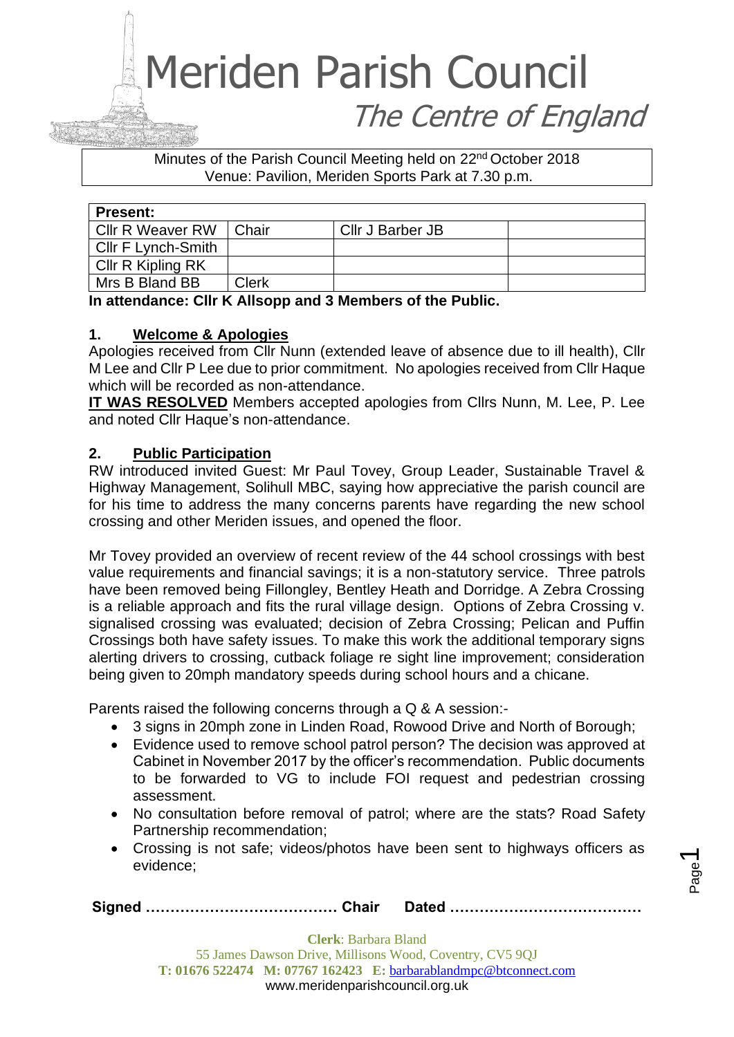# Meriden Parish Council

## *The Centre of England*

Minutes of the Parish Council Meeting held on 22nd October 2018
Venue: Pavilion, Meriden Sports Park at 7.30 p.m.

| **Present:** | | | |
|---|---|---|---|
| Cllr R Weaver RW | Chair | Cllr J Barber JB | |
| Cllr F Lynch-Smith | | | |
| Cllr R Kipling RK | | | |
| Mrs B Bland BB | Clerk | | |

**In attendance: Cllr K Allsopp and 3 Members of the Public.**

### 1. Welcome & Apologies

Apologies received from Cllr Nunn (extended leave of absence due to ill health), Cllr M Lee and Cllr P Lee due to prior commitment. No apologies received from Cllr Haque which will be recorded as non-attendance.

**IT WAS RESOLVED** Members accepted apologies from Cllrs Nunn, M. Lee, P. Lee and noted Cllr Haque's non-attendance.

### 2. Public Participation

RW introduced invited Guest: Mr Paul Tovey, Group Leader, Sustainable Travel & Highway Management, Solihull MBC, saying how appreciative the parish council are for his time to address the many concerns parents have regarding the new school crossing and other Meriden issues, and opened the floor.

Mr Tovey provided an overview of recent review of the 44 school crossings with best value requirements and financial savings; it is a non-statutory service. Three patrols have been removed being Fillongley, Bentley Heath and Dorridge. A Zebra Crossing is a reliable approach and fits the rural village design. Options of Zebra Crossing v. signalised crossing was evaluated; decision of Zebra Crossing; Pelican and Puffin Crossings both have safety issues. To make this work the additional temporary signs alerting drivers to crossing, cutback foliage re sight line improvement; consideration being given to 20mph mandatory speeds during school hours and a chicane.

Parents raised the following concerns through a Q & A session:-

- 3 signs in 20mph zone in Linden Road, Rowood Drive and North of Borough;
- Evidence used to remove school patrol person? The decision was approved at Cabinet in November 2017 by the officer's recommendation. Public documents to be forwarded to VG to include FOI request and pedestrian crossing assessment.
- No consultation before removal of patrol; where are the stats? Road Safety Partnership recommendation;
- Crossing is not safe; videos/photos have been sent to highways officers as evidence;

**Signed ………………………………… Chair Dated …………………………………**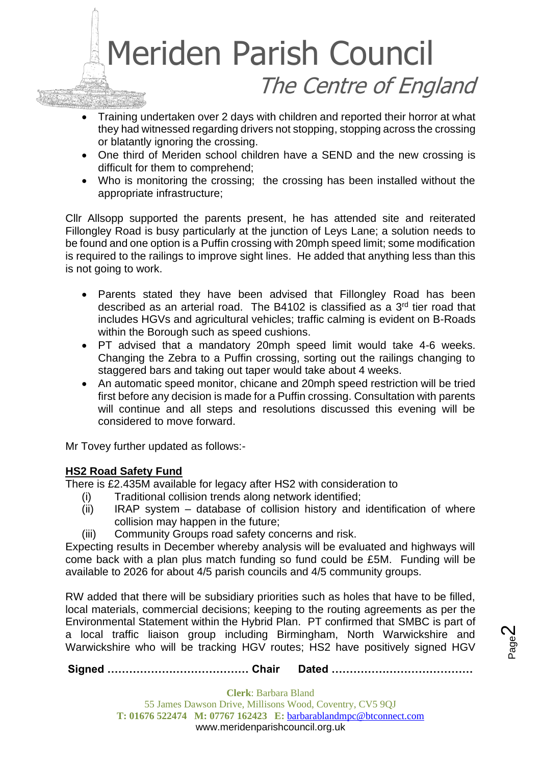- Training undertaken over 2 days with children and reported their horror at what they had witnessed regarding drivers not stopping, stopping across the crossing or blatantly ignoring the crossing.
- One third of Meriden school children have a SEND and the new crossing is difficult for them to comprehend;
- Who is monitoring the crossing; the crossing has been installed without the appropriate infrastructure;

Cllr Allsopp supported the parents present, he has attended site and reiterated Fillongley Road is busy particularly at the junction of Leys Lane; a solution needs to be found and one option is a Puffin crossing with 20mph speed limit; some modification is required to the railings to improve sight lines. He added that anything less than this is not going to work.

- Parents stated they have been advised that Fillongley Road has been described as an arterial road. The B4102 is classified as a 3rd tier road that includes HGVs and agricultural vehicles; traffic calming is evident on B-Roads within the Borough such as speed cushions.
- PT advised that a mandatory 20mph speed limit would take 4-6 weeks. Changing the Zebra to a Puffin crossing, sorting out the railings changing to staggered bars and taking out taper would take about 4 weeks.
- An automatic speed monitor, chicane and 20mph speed restriction will be tried first before any decision is made for a Puffin crossing. Consultation with parents will continue and all steps and resolutions discussed this evening will be considered to move forward.

Mr Tovey further updated as follows:-

**HS2 Road Safety Fund**

There is £2.435M available for legacy after HS2 with consideration to

(i) Traditional collision trends along network identified;
(ii) IRAP system – database of collision history and identification of where collision may happen in the future;
(iii) Community Groups road safety concerns and risk.

Expecting results in December whereby analysis will be evaluated and highways will come back with a plan plus match funding so fund could be £5M. Funding will be available to 2026 for about 4/5 parish councils and 4/5 community groups.

RW added that there will be subsidiary priorities such as holes that have to be filled, local materials, commercial decisions; keeping to the routing agreements as per the Environmental Statement within the Hybrid Plan. PT confirmed that SMBC is part of a local traffic liaison group including Birmingham, North Warwickshire and Warwickshire who will be tracking HGV routes; HS2 have positively signed HGV

**Signed ………………………………… Chair Dated …………………………………**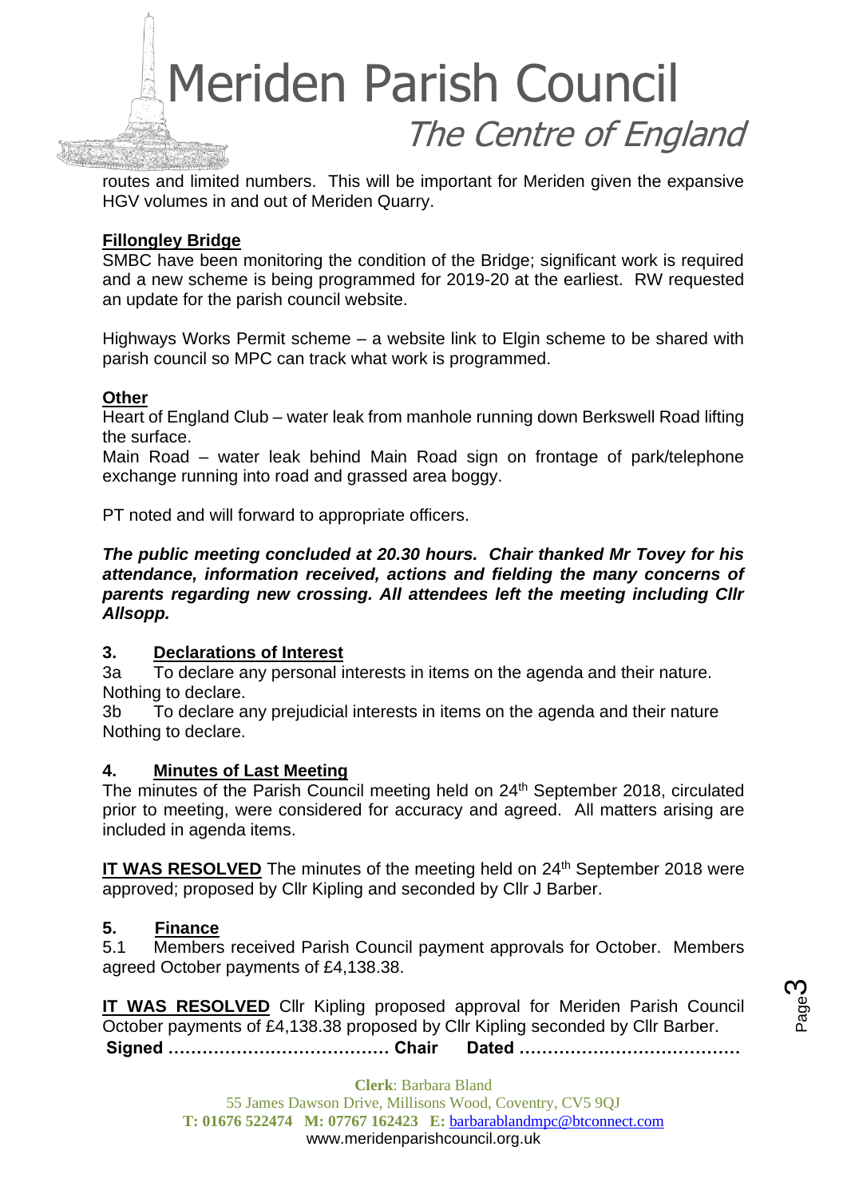routes and limited numbers. This will be important for Meriden given the expansive HGV volumes in and out of Meriden Quarry.

**Fillongley Bridge**

SMBC have been monitoring the condition of the Bridge; significant work is required and a new scheme is being programmed for 2019-20 at the earliest. RW requested an update for the parish council website.

Highways Works Permit scheme – a website link to Elgin scheme to be shared with parish council so MPC can track what work is programmed.

**Other**

Heart of England Club – water leak from manhole running down Berkswell Road lifting the surface.

Main Road – water leak behind Main Road sign on frontage of park/telephone exchange running into road and grassed area boggy.

PT noted and will forward to appropriate officers.

***The public meeting concluded at 20.30 hours. Chair thanked Mr Tovey for his attendance, information received, actions and fielding the many concerns of parents regarding new crossing. All attendees left the meeting including Cllr Allsopp.***

## 3. Declarations of Interest

3a To declare any personal interests in items on the agenda and their nature.
Nothing to declare.

3b To declare any prejudicial interests in items on the agenda and their nature
Nothing to declare.

## 4. Minutes of Last Meeting

The minutes of the Parish Council meeting held on 24th September 2018, circulated prior to meeting, were considered for accuracy and agreed. All matters arising are included in agenda items.

**IT WAS RESOLVED** The minutes of the meeting held on 24th September 2018 were approved; proposed by Cllr Kipling and seconded by Cllr J Barber.

## 5. Finance

5.1 Members received Parish Council payment approvals for October. Members agreed October payments of £4,138.38.

**IT WAS RESOLVED** Cllr Kipling proposed approval for Meriden Parish Council October payments of £4,138.38 proposed by Cllr Kipling seconded by Cllr Barber.

**Signed ………………………………… Chair Dated …………………………………**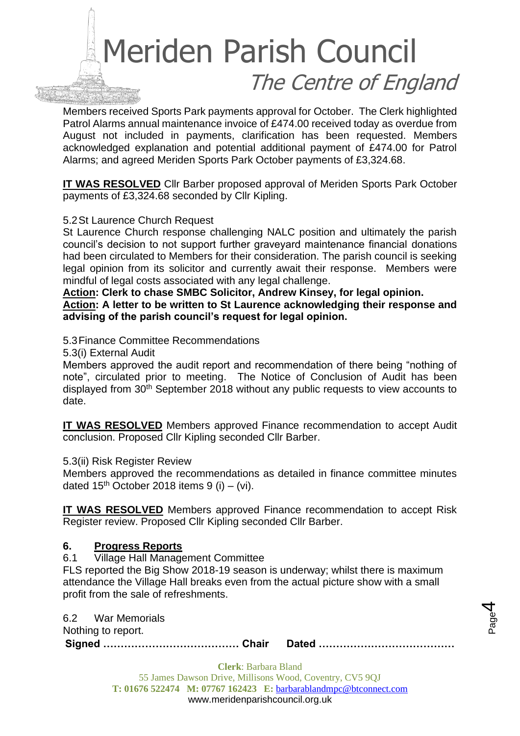Members received Sports Park payments approval for October. The Clerk highlighted Patrol Alarms annual maintenance invoice of £474.00 received today as overdue from August not included in payments, clarification has been requested. Members acknowledged explanation and potential additional payment of £474.00 for Patrol Alarms; and agreed Meriden Sports Park October payments of £3,324.68.

**IT WAS RESOLVED** Cllr Barber proposed approval of Meriden Sports Park October payments of £3,324.68 seconded by Cllr Kipling.

5.2 St Laurence Church Request

St Laurence Church response challenging NALC position and ultimately the parish council's decision to not support further graveyard maintenance financial donations had been circulated to Members for their consideration. The parish council is seeking legal opinion from its solicitor and currently await their response. Members were mindful of legal costs associated with any legal challenge.

**Action: Clerk to chase SMBC Solicitor, Andrew Kinsey, for legal opinion.**

**Action: A letter to be written to St Laurence acknowledging their response and advising of the parish council's request for legal opinion.**

5.3 Finance Committee Recommendations

5.3(i) External Audit

Members approved the audit report and recommendation of there being "nothing of note", circulated prior to meeting. The Notice of Conclusion of Audit has been displayed from 30th September 2018 without any public requests to view accounts to date.

**IT WAS RESOLVED** Members approved Finance recommendation to accept Audit conclusion. Proposed Cllr Kipling seconded Cllr Barber.

5.3(ii) Risk Register Review

Members approved the recommendations as detailed in finance committee minutes dated 15th October 2018 items 9 (i) – (vi).

**IT WAS RESOLVED** Members approved Finance recommendation to accept Risk Register review. Proposed Cllr Kipling seconded Cllr Barber.

## 6. Progress Reports

6.1 Village Hall Management Committee

FLS reported the Big Show 2018-19 season is underway; whilst there is maximum attendance the Village Hall breaks even from the actual picture show with a small profit from the sale of refreshments.

6.2 War Memorials

Nothing to report.

**Signed ………………………………… Chair Dated …………………………………**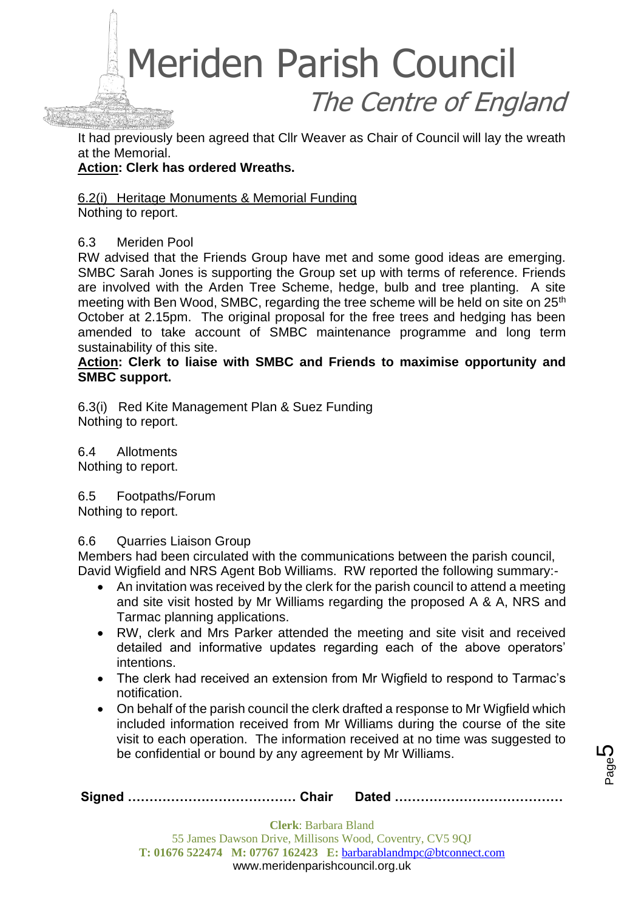It had previously been agreed that Cllr Weaver as Chair of Council will lay the wreath at the Memorial.
**Action: Clerk has ordered Wreaths.**

6.2(i) Heritage Monuments & Memorial Funding
Nothing to report.

6.3 Meriden Pool
RW advised that the Friends Group have met and some good ideas are emerging. SMBC Sarah Jones is supporting the Group set up with terms of reference. Friends are involved with the Arden Tree Scheme, hedge, bulb and tree planting. A site meeting with Ben Wood, SMBC, regarding the tree scheme will be held on site on 25th October at 2.15pm. The original proposal for the free trees and hedging has been amended to take account of SMBC maintenance programme and long term sustainability of this site.
**Action: Clerk to liaise with SMBC and Friends to maximise opportunity and SMBC support.**

6.3(i) Red Kite Management Plan & Suez Funding
Nothing to report.

6.4 Allotments
Nothing to report.

6.5 Footpaths/Forum
Nothing to report.

6.6 Quarries Liaison Group
Members had been circulated with the communications between the parish council, David Wigfield and NRS Agent Bob Williams. RW reported the following summary:-

- An invitation was received by the clerk for the parish council to attend a meeting and site visit hosted by Mr Williams regarding the proposed A & A, NRS and Tarmac planning applications.
- RW, clerk and Mrs Parker attended the meeting and site visit and received detailed and informative updates regarding each of the above operators' intentions.
- The clerk had received an extension from Mr Wigfield to respond to Tarmac's notification.
- On behalf of the parish council the clerk drafted a response to Mr Wigfield which included information received from Mr Williams during the course of the site visit to each operation. The information received at no time was suggested to be confidential or bound by any agreement by Mr Williams.

**Signed ………………………………… Chair Dated …………………………………**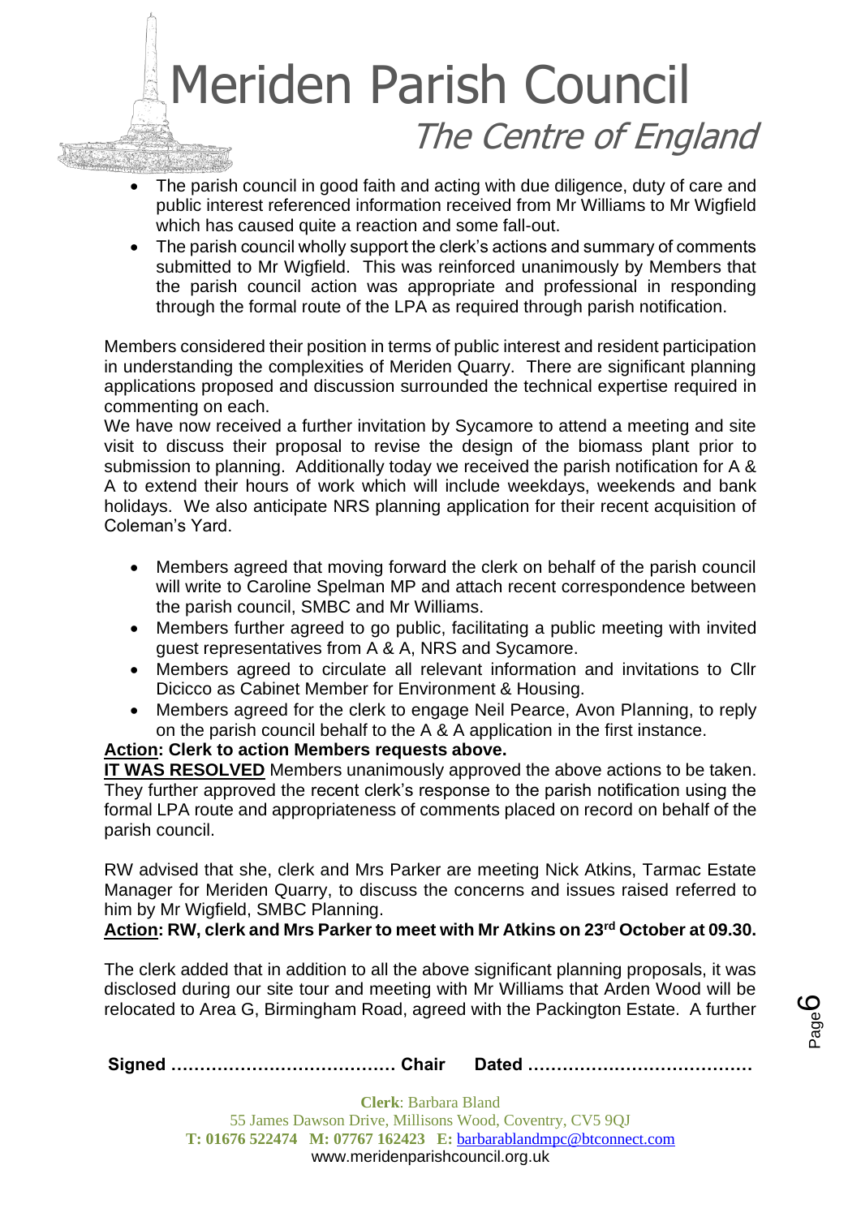- The parish council in good faith and acting with due diligence, duty of care and public interest referenced information received from Mr Williams to Mr Wigfield which has caused quite a reaction and some fall-out.
- The parish council wholly support the clerk's actions and summary of comments submitted to Mr Wigfield. This was reinforced unanimously by Members that the parish council action was appropriate and professional in responding through the formal route of the LPA as required through parish notification.

Members considered their position in terms of public interest and resident participation in understanding the complexities of Meriden Quarry. There are significant planning applications proposed and discussion surrounded the technical expertise required in commenting on each.
We have now received a further invitation by Sycamore to attend a meeting and site visit to discuss their proposal to revise the design of the biomass plant prior to submission to planning. Additionally today we received the parish notification for A & A to extend their hours of work which will include weekdays, weekends and bank holidays. We also anticipate NRS planning application for their recent acquisition of Coleman's Yard.

- Members agreed that moving forward the clerk on behalf of the parish council will write to Caroline Spelman MP and attach recent correspondence between the parish council, SMBC and Mr Williams.
- Members further agreed to go public, facilitating a public meeting with invited guest representatives from A & A, NRS and Sycamore.
- Members agreed to circulate all relevant information and invitations to Cllr Dicicco as Cabinet Member for Environment & Housing.
- Members agreed for the clerk to engage Neil Pearce, Avon Planning, to reply on the parish council behalf to the A & A application in the first instance.

**Action: Clerk to action Members requests above.**

**IT WAS RESOLVED** Members unanimously approved the above actions to be taken. They further approved the recent clerk's response to the parish notification using the formal LPA route and appropriateness of comments placed on record on behalf of the parish council.

RW advised that she, clerk and Mrs Parker are meeting Nick Atkins, Tarmac Estate Manager for Meriden Quarry, to discuss the concerns and issues raised referred to him by Mr Wigfield, SMBC Planning.

**Action: RW, clerk and Mrs Parker to meet with Mr Atkins on 23rd October at 09.30.**

The clerk added that in addition to all the above significant planning proposals, it was disclosed during our site tour and meeting with Mr Williams that Arden Wood will be relocated to Area G, Birmingham Road, agreed with the Packington Estate. A further

**Signed ………………………………… Chair Dated …………………………………**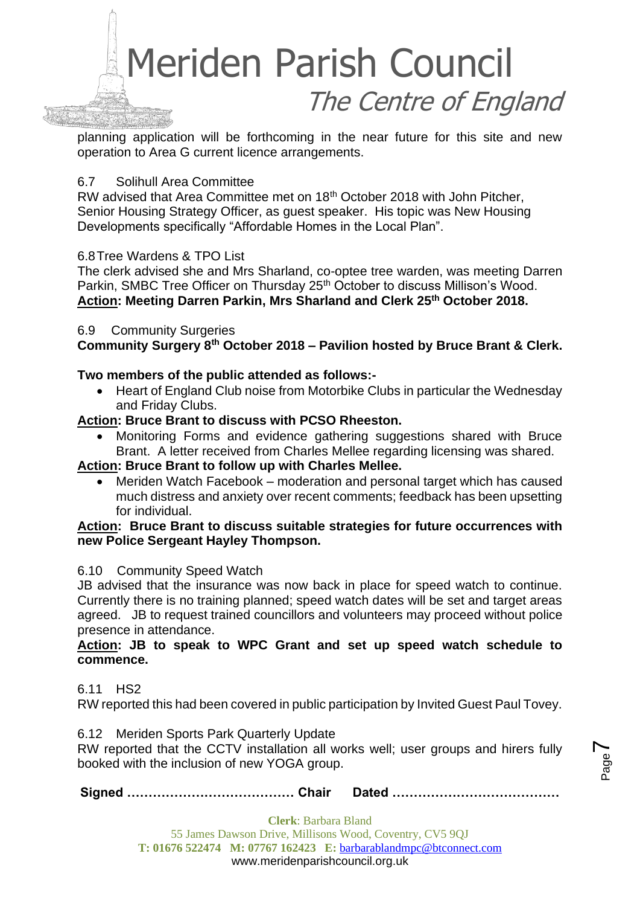planning application will be forthcoming in the near future for this site and new operation to Area G current licence arrangements.

6.7 Solihull Area Committee

RW advised that Area Committee met on 18th October 2018 with John Pitcher, Senior Housing Strategy Officer, as guest speaker. His topic was New Housing Developments specifically "Affordable Homes in the Local Plan".

6.8 Tree Wardens & TPO List

The clerk advised she and Mrs Sharland, co-optee tree warden, was meeting Darren Parkin, SMBC Tree Officer on Thursday 25th October to discuss Millison's Wood.

**Action: Meeting Darren Parkin, Mrs Sharland and Clerk 25th October 2018.**

6.9 Community Surgeries

**Community Surgery 8th October 2018 – Pavilion hosted by Bruce Brant & Clerk.**

**Two members of the public attended as follows:-**

- Heart of England Club noise from Motorbike Clubs in particular the Wednesday and Friday Clubs.

**Action: Bruce Brant to discuss with PCSO Rheeston.**

- Monitoring Forms and evidence gathering suggestions shared with Bruce Brant. A letter received from Charles Mellee regarding licensing was shared.

**Action: Bruce Brant to follow up with Charles Mellee.**

- Meriden Watch Facebook – moderation and personal target which has caused much distress and anxiety over recent comments; feedback has been upsetting for individual.

**Action: Bruce Brant to discuss suitable strategies for future occurrences with new Police Sergeant Hayley Thompson.**

6.10 Community Speed Watch

JB advised that the insurance was now back in place for speed watch to continue. Currently there is no training planned; speed watch dates will be set and target areas agreed. JB to request trained councillors and volunteers may proceed without police presence in attendance.

**Action: JB to speak to WPC Grant and set up speed watch schedule to commence.**

6.11 HS2

RW reported this had been covered in public participation by Invited Guest Paul Tovey.

6.12 Meriden Sports Park Quarterly Update

RW reported that the CCTV installation all works well; user groups and hirers fully booked with the inclusion of new YOGA group.

**Signed ………………………………… Chair Dated …………………………………**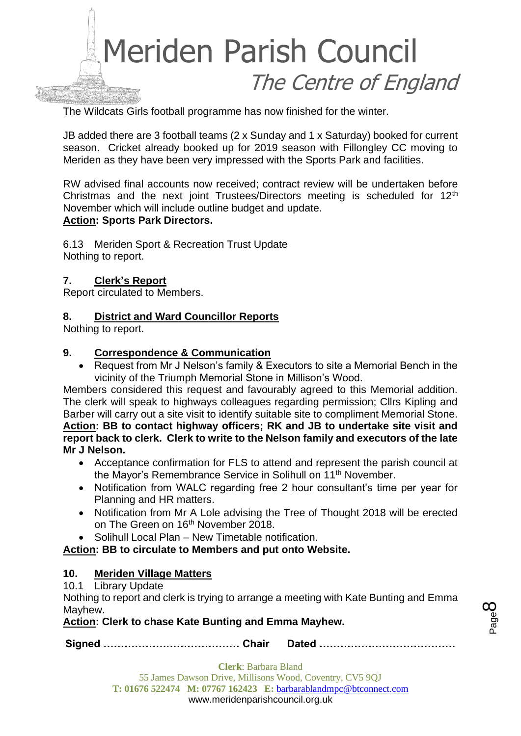The Wildcats Girls football programme has now finished for the winter.

JB added there are 3 football teams (2 x Sunday and 1 x Saturday) booked for current season. Cricket already booked up for 2019 season with Fillongley CC moving to Meriden as they have been very impressed with the Sports Park and facilities.

RW advised final accounts now received; contract review will be undertaken before Christmas and the next joint Trustees/Directors meeting is scheduled for 12th November which will include outline budget and update.

**Action: Sports Park Directors.**

6.13 Meriden Sport & Recreation Trust Update
Nothing to report.

## 7. Clerk's Report

Report circulated to Members.

## 8. District and Ward Councillor Reports

Nothing to report.

## 9. Correspondence & Communication

- Request from Mr J Nelson's family & Executors to site a Memorial Bench in the vicinity of the Triumph Memorial Stone in Millison's Wood.

Members considered this request and favourably agreed to this Memorial addition. The clerk will speak to highways colleagues regarding permission; Cllrs Kipling and Barber will carry out a site visit to identify suitable site to compliment Memorial Stone.

**Action: BB to contact highway officers; RK and JB to undertake site visit and report back to clerk. Clerk to write to the Nelson family and executors of the late Mr J Nelson.**

- Acceptance confirmation for FLS to attend and represent the parish council at the Mayor's Remembrance Service in Solihull on 11th November.
- Notification from WALC regarding free 2 hour consultant's time per year for Planning and HR matters.
- Notification from Mr A Lole advising the Tree of Thought 2018 will be erected on The Green on 16th November 2018.
- Solihull Local Plan – New Timetable notification.

**Action: BB to circulate to Members and put onto Website.**

## 10. Meriden Village Matters

10.1 Library Update

Nothing to report and clerk is trying to arrange a meeting with Kate Bunting and Emma Mayhew.

**Action: Clerk to chase Kate Bunting and Emma Mayhew.**

**Signed ………………………………… Chair Dated …………………………………**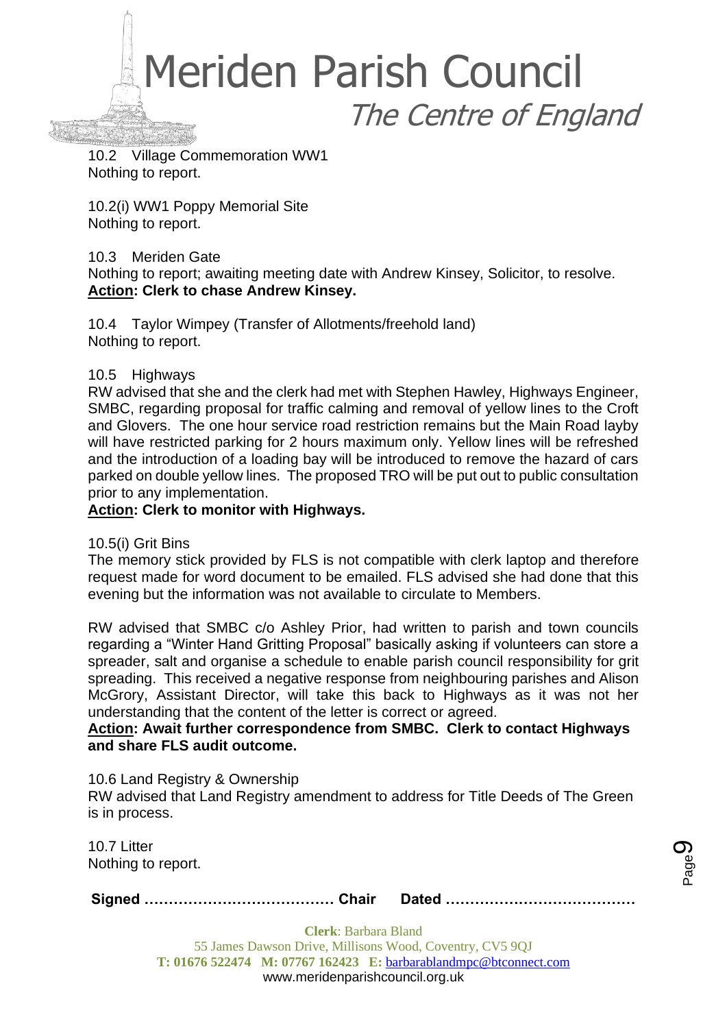10.2 Village Commemoration WW1
Nothing to report.

10.2(i) WW1 Poppy Memorial Site
Nothing to report.

10.3 Meriden Gate
Nothing to report; awaiting meeting date with Andrew Kinsey, Solicitor, to resolve.
**Action: Clerk to chase Andrew Kinsey.**

10.4 Taylor Wimpey (Transfer of Allotments/freehold land)
Nothing to report.

10.5 Highways
RW advised that she and the clerk had met with Stephen Hawley, Highways Engineer, SMBC, regarding proposal for traffic calming and removal of yellow lines to the Croft and Glovers. The one hour service road restriction remains but the Main Road layby will have restricted parking for 2 hours maximum only. Yellow lines will be refreshed and the introduction of a loading bay will be introduced to remove the hazard of cars parked on double yellow lines. The proposed TRO will be put out to public consultation prior to any implementation.
**Action: Clerk to monitor with Highways.**

10.5(i) Grit Bins
The memory stick provided by FLS is not compatible with clerk laptop and therefore request made for word document to be emailed. FLS advised she had done that this evening but the information was not available to circulate to Members.

RW advised that SMBC c/o Ashley Prior, had written to parish and town councils regarding a "Winter Hand Gritting Proposal" basically asking if volunteers can store a spreader, salt and organise a schedule to enable parish council responsibility for grit spreading. This received a negative response from neighbouring parishes and Alison McGrory, Assistant Director, will take this back to Highways as it was not her understanding that the content of the letter is correct or agreed.
**Action: Await further correspondence from SMBC. Clerk to contact Highways and share FLS audit outcome.**

10.6 Land Registry & Ownership
RW advised that Land Registry amendment to address for Title Deeds of The Green is in process.

10.7 Litter
Nothing to report.

**Signed ………………………………… Chair Dated …………………………………**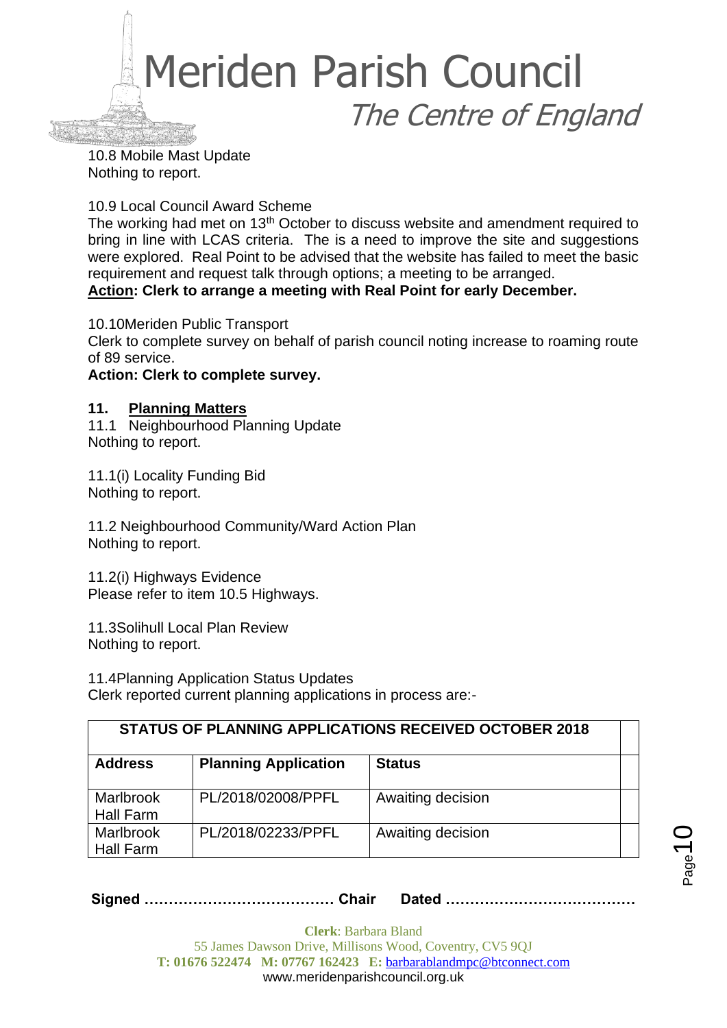10.8 Mobile Mast Update
Nothing to report.

10.9 Local Council Award Scheme
The working had met on 13th October to discuss website and amendment required to bring in line with LCAS criteria. The is a need to improve the site and suggestions were explored. Real Point to be advised that the website has failed to meet the basic requirement and request talk through options; a meeting to be arranged.
**Action: Clerk to arrange a meeting with Real Point for early December.**

10.10Meriden Public Transport
Clerk to complete survey on behalf of parish council noting increase to roaming route of 89 service.
**Action: Clerk to complete survey.**

## 11. Planning Matters

11.1 Neighbourhood Planning Update
Nothing to report.

11.1(i) Locality Funding Bid
Nothing to report.

11.2 Neighbourhood Community/Ward Action Plan
Nothing to report.

11.2(i) Highways Evidence
Please refer to item 10.5 Highways.

11.3Solihull Local Plan Review
Nothing to report.

11.4Planning Application Status Updates
Clerk reported current planning applications in process are:-

| STATUS OF PLANNING APPLICATIONS RECEIVED OCTOBER 2018 | | | |
|---|---|---|---|
| **Address** | **Planning Application** | **Status** | |
| Marlbrook Hall Farm | PL/2018/02008/PPFL | Awaiting decision | |
| Marlbrook Hall Farm | PL/2018/02233/PPFL | Awaiting decision | |

**Signed ………………………………… Chair Dated …………………………………**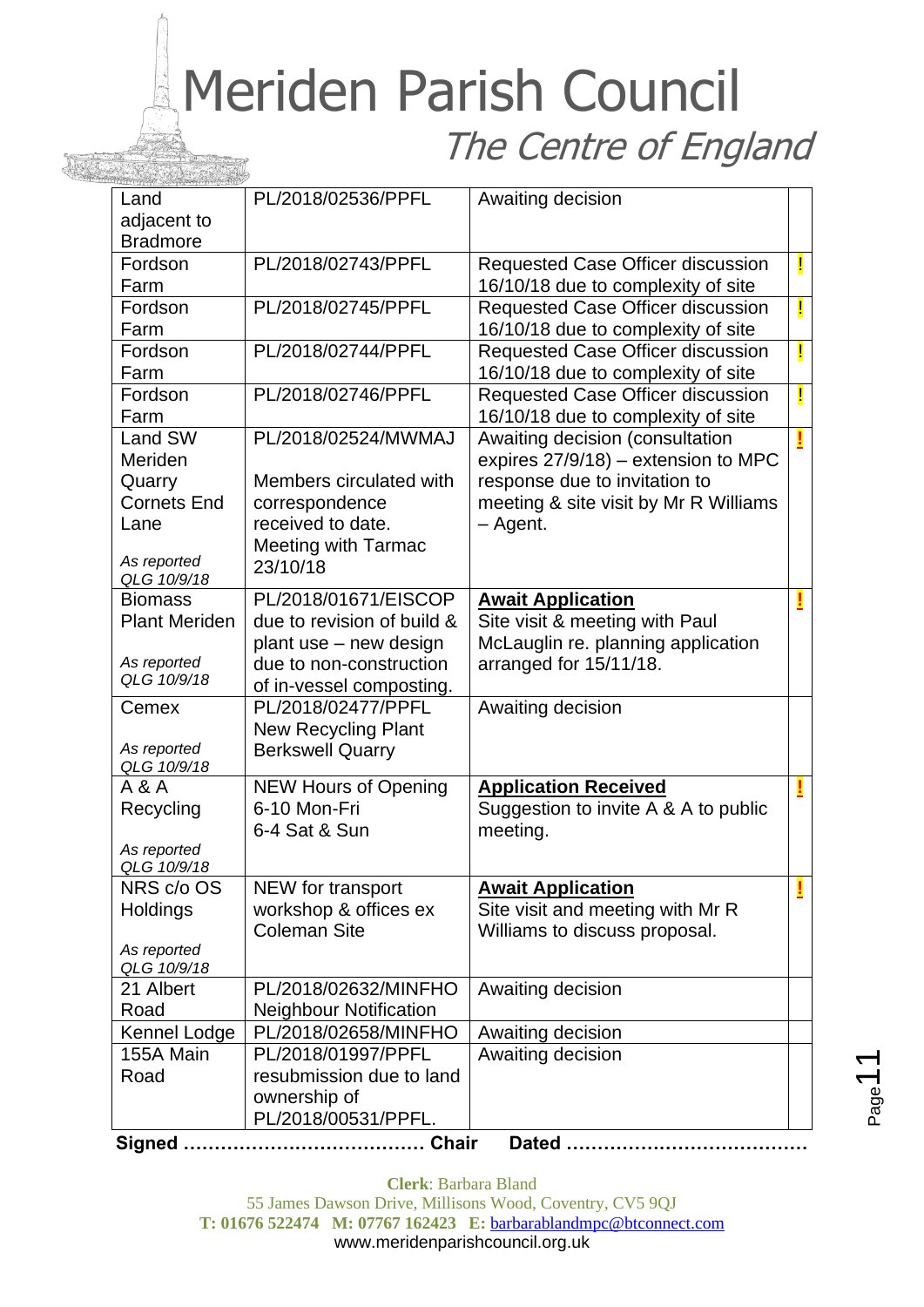# Meriden Parish Council

*The Centre of England*

| | | | |
|---|---|---|---|
| Land adjacent to Bradmore | PL/2018/02536/PPFL | Awaiting decision | |
| Fordson Farm | PL/2018/02743/PPFL | Requested Case Officer discussion 16/10/18 due to complexity of site | ! |
| Fordson Farm | PL/2018/02745/PPFL | Requested Case Officer discussion 16/10/18 due to complexity of site | ! |
| Fordson Farm | PL/2018/02744/PPFL | Requested Case Officer discussion 16/10/18 due to complexity of site | ! |
| Fordson Farm | PL/2018/02746/PPFL | Requested Case Officer discussion 16/10/18 due to complexity of site | ! |
| Land SW Meriden Quarry Cornets End Lane<br><br>*As reported QLG 10/9/18* | PL/2018/02524/MWMAJ<br><br>Members circulated with correspondence received to date. Meeting with Tarmac 23/10/18 | Awaiting decision (consultation expires 27/9/18) – extension to MPC response due to invitation to meeting & site visit by Mr R Williams – Agent. | ! |
| Biomass Plant Meriden<br><br>*As reported QLG 10/9/18* | PL/2018/01671/EISCOP due to revision of build & plant use – new design due to non-construction of in-vessel composting. | **Await Application**<br>Site visit & meeting with Paul McLaughin re. planning application arranged for 15/11/18. | ! |
| Cemex<br><br>*As reported QLG 10/9/18* | PL/2018/02477/PPFL New Recycling Plant Berkswell Quarry | Awaiting decision | |
| A & A Recycling<br><br>*As reported QLG 10/9/18* | NEW Hours of Opening 6-10 Mon-Fri 6-4 Sat & Sun | **Application Received**<br>Suggestion to invite A & A to public meeting. | ! |
| NRS c/o OS Holdings<br><br>*As reported QLG 10/9/18* | NEW for transport workshop & offices ex Coleman Site | **Await Application**<br>Site visit and meeting with Mr R Williams to discuss proposal. | ! |
| 21 Albert Road | PL/2018/02632/MINFHO Neighbour Notification | Awaiting decision | |
| Kennel Lodge | PL/2018/02658/MINFHO | Awaiting decision | |
| 155A Main Road | PL/2018/01997/PPFL resubmission due to land ownership of PL/2018/00531/PPFL. | Awaiting decision | |

**Signed ………………………………… Chair Dated …………………………………**

**Clerk**: Barbara Bland
55 James Dawson Drive, Millisons Wood, Coventry, CV5 9QJ
**T:** **01676 522474** **M:** **07767 162423** **E:** barbarablandmpc@btconnect.com
www.meridenparishcouncil.org.uk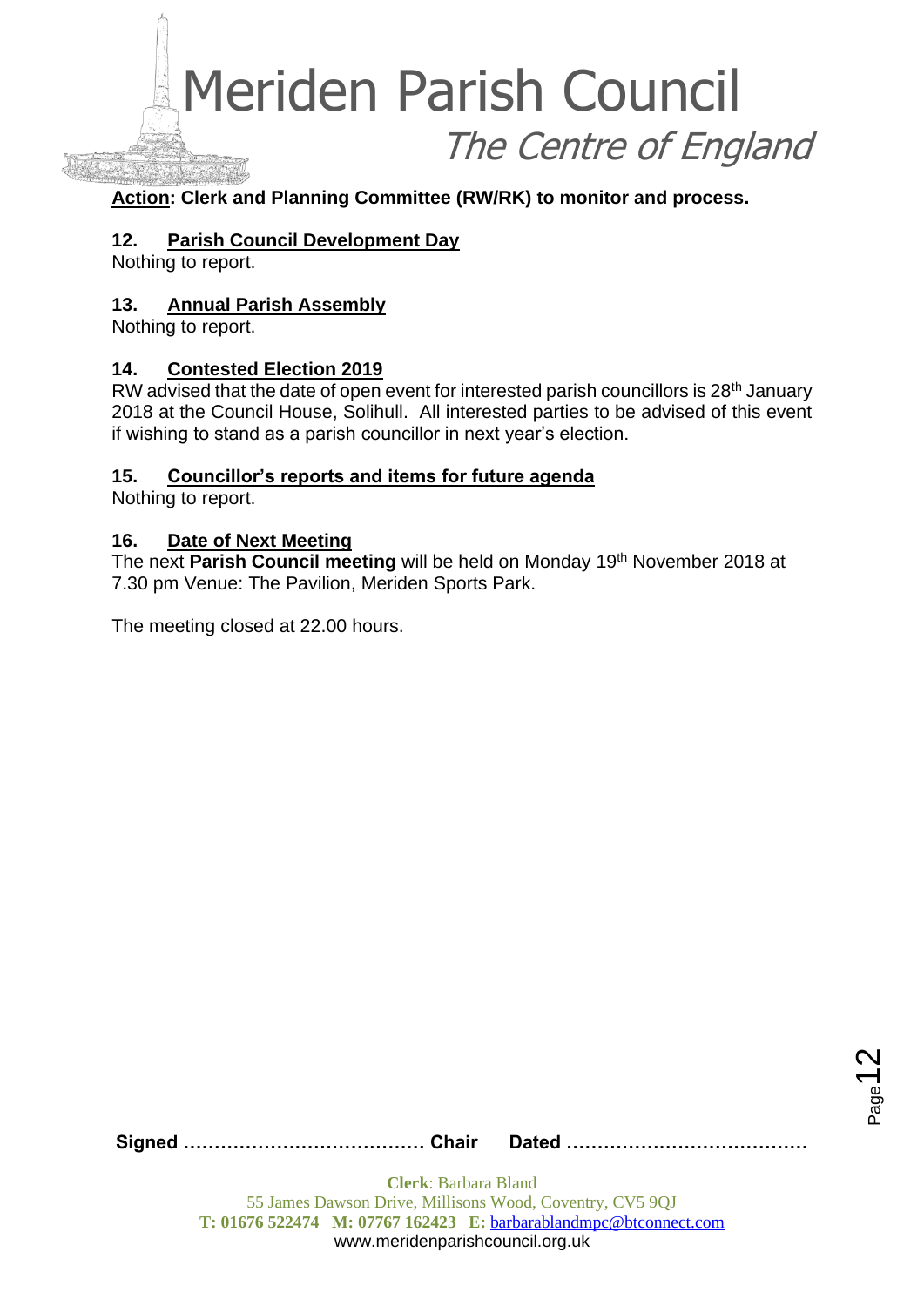**Action: Clerk and Planning Committee (RW/RK) to monitor and process.**

## 12. Parish Council Development Day

Nothing to report.

## 13. Annual Parish Assembly

Nothing to report.

## 14. Contested Election 2019

RW advised that the date of open event for interested parish councillors is 28th January 2018 at the Council House, Solihull. All interested parties to be advised of this event if wishing to stand as a parish councillor in next year's election.

## 15. Councillor's reports and items for future agenda

Nothing to report.

## 16. Date of Next Meeting

The next **Parish Council meeting** will be held on Monday 19th November 2018 at 7.30 pm Venue: The Pavilion, Meriden Sports Park.

The meeting closed at 22.00 hours.

**Signed ………………………………… Chair Dated …………………………………**